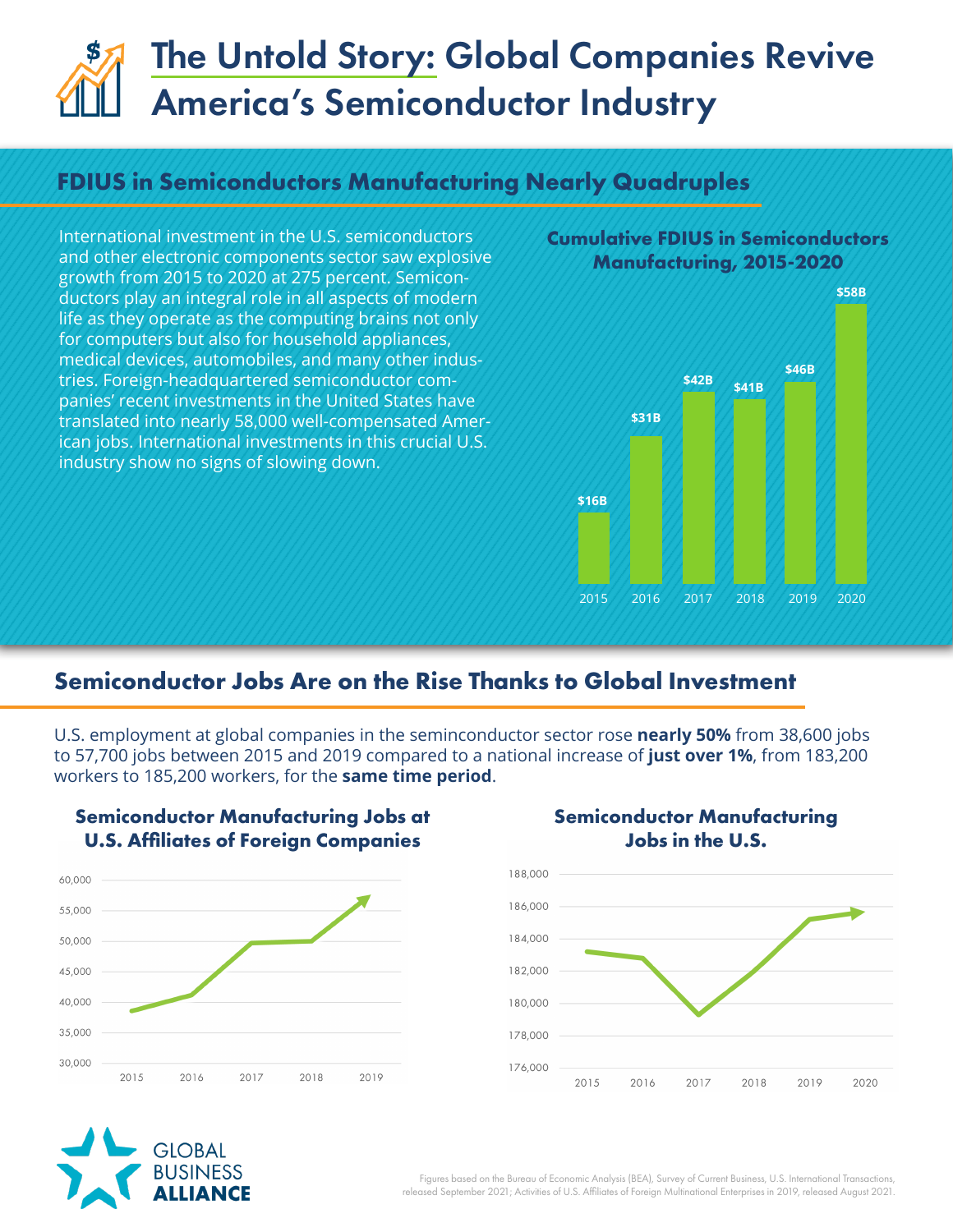# The Untold Story: Global Companies Revive America's Semiconductor Industry

## FDIUS in Semiconductors Manufacturing Nearly Quadruples

International investment in the U.S. semiconductors and other electronic components sector saw explosive growth from 2015 to 2020 at 275 percent. Semiconductors play an integral role in all aspects of modern life as they operate as the computing brains not only for computers but also for household appliances, medical devices, automobiles, and many other industries. Foreign-headquartered semiconductor companies' recent investments in the United States have translated into nearly 58,000 well-compensated American jobs. International investments in this crucial U.S. industry show no signs of slowing down.

### Cumulative FDIUS in Semiconductors Manufacturing, 2015-2020

| Year | FDIUS |
|---|---|
| 2015 | $16B |
| 2016 | $31B |
| 2017 | $42B |
| 2018 | $41B |
| 2019 | $46B |
| 2020 | $58B |

## Semiconductor Jobs Are on the Rise Thanks to Global Investment

U.S. employment at global companies in the seminconductor sector rose **nearly 50%** from 38,600 jobs to 57,700 jobs between 2015 and 2019 compared to a national increase of **just over 1%**, from 183,200 workers to 185,200 workers, for the **same time period**.

### Semiconductor Manufacturing Jobs at U.S. Affiliates of Foreign Companies

### Semiconductor Manufacturing Jobs in the U.S.

GLOBAL BUSINESS **ALLIANCE**

Figures based on the Bureau of Economic Analysis (BEA), Survey of Current Business, U.S. International Transactions, released September 2021; Activities of U.S. Affiliates of Foreign Multinational Enterprises in 2019, released August 2021.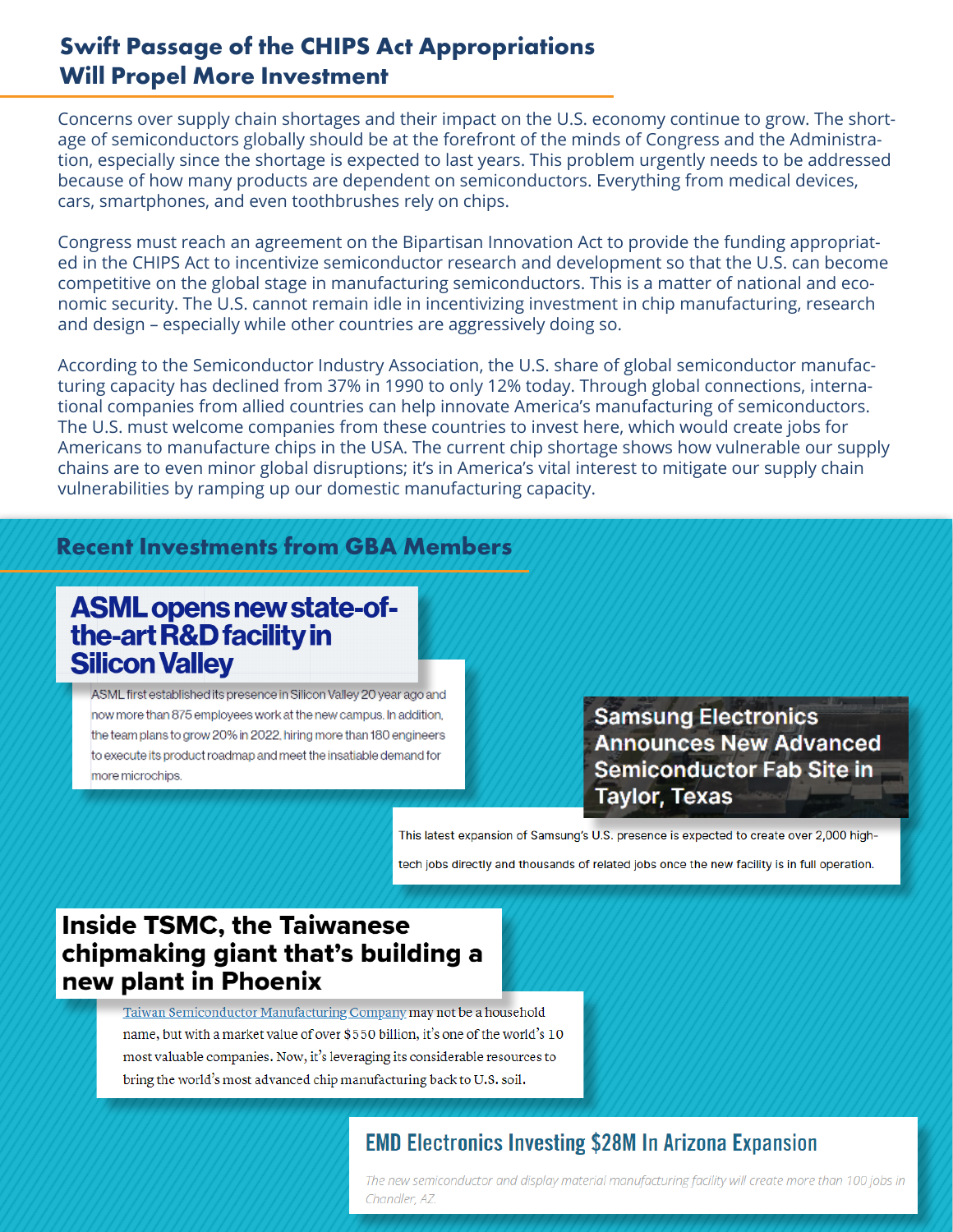## Swift Passage of the CHIPS Act Appropriations Will Propel More Investment

Concerns over supply chain shortages and their impact on the U.S. economy continue to grow. The shortage of semiconductors globally should be at the forefront of the minds of Congress and the Administration, especially since the shortage is expected to last years. This problem urgently needs to be addressed because of how many products are dependent on semiconductors. Everything from medical devices, cars, smartphones, and even toothbrushes rely on chips.

Congress must reach an agreement on the Bipartisan Innovation Act to provide the funding appropriated in the CHIPS Act to incentivize semiconductor research and development so that the U.S. can become competitive on the global stage in manufacturing semiconductors. This is a matter of national and economic security. The U.S. cannot remain idle in incentivizing investment in chip manufacturing, research and design – especially while other countries are aggressively doing so.

According to the Semiconductor Industry Association, the U.S. share of global semiconductor manufacturing capacity has declined from 37% in 1990 to only 12% today. Through global connections, international companies from allied countries can help innovate America's manufacturing of semiconductors. The U.S. must welcome companies from these countries to invest here, which would create jobs for Americans to manufacture chips in the USA. The current chip shortage shows how vulnerable our supply chains are to even minor global disruptions; it's in America's vital interest to mitigate our supply chain vulnerabilities by ramping up our domestic manufacturing capacity.

## Recent Investments from GBA Members

### ASML opens new state-of-the-art R&D facility in Silicon Valley

ASML first established its presence in Silicon Valley 20 year ago and now more than 875 employees work at the new campus. In addition, the team plans to grow 20% in 2022, hiring more than 180 engineers to execute its product roadmap and meet the insatiable demand for more microchips.

### Samsung Electronics Announces New Advanced Semiconductor Fab Site in Taylor, Texas

This latest expansion of Samsung's U.S. presence is expected to create over 2,000 high-tech jobs directly and thousands of related jobs once the new facility is in full operation.

### Inside TSMC, the Taiwanese chipmaking giant that's building a new plant in Phoenix

Taiwan Semiconductor Manufacturing Company may not be a household name, but with a market value of over $550 billion, it's one of the world's 10 most valuable companies. Now, it's leveraging its considerable resources to bring the world's most advanced chip manufacturing back to U.S. soil.

### EMD Electronics Investing $28M In Arizona Expansion

*The new semiconductor and display material manufacturing facility will create more than 100 jobs in Chandler, AZ.*